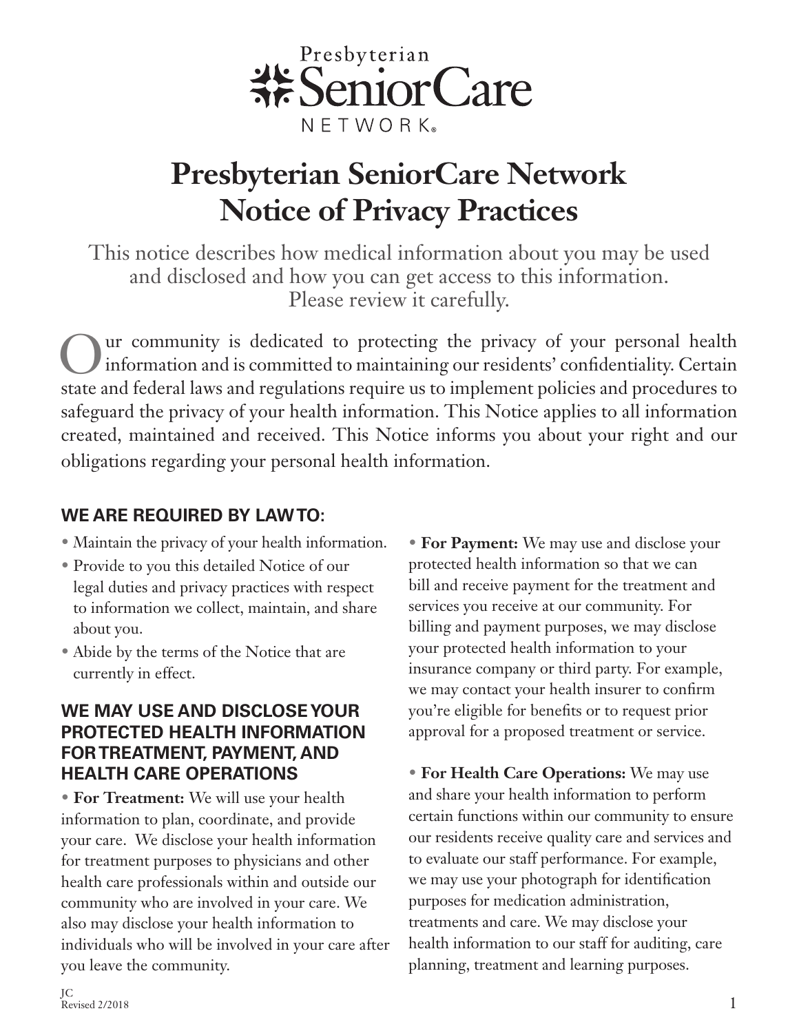# Presbyterian SeniorCare Network Notice of Privacy Practices

This notice describes how medical information about you may be used and disclosed and how you can get access to this information. Please review it carefully.

Our community is dedicated to protecting the privacy of your personal health information and is committed to maintaining our residents' confidentiality. Certain state and federal laws and regulations require us to implement policies and procedures to safeguard the privacy of your health information. This Notice applies to all information created, maintained and received. This Notice informs you about your right and our obligations regarding your personal health information.

## WE ARE REQUIRED BY LAW TO:

- Maintain the privacy of your health information.
- Provide to you this detailed Notice of our legal duties and privacy practices with respect to information we collect, maintain, and share about you.
- Abide by the terms of the Notice that are currently in effect.

## WE MAY USE AND DISCLOSE YOUR PROTECTED HEALTH INFORMATION FOR TREATMENT, PAYMENT, AND HEALTH CARE OPERATIONS

- **For Treatment:** We will use your health information to plan, coordinate, and provide your care. We disclose your health information for treatment purposes to physicians and other health care professionals within and outside our community who are involved in your care. We also may disclose your health information to individuals who will be involved in your care after you leave the community.

- **For Payment:** We may use and disclose your protected health information so that we can bill and receive payment for the treatment and services you receive at our community. For billing and payment purposes, we may disclose your protected health information to your insurance company or third party. For example, we may contact your health insurer to confirm you're eligible for benefits or to request prior approval for a proposed treatment or service.

- **For Health Care Operations:** We may use and share your health information to perform certain functions within our community to ensure our residents receive quality care and services and to evaluate our staff performance. For example, we may use your photograph for identification purposes for medication administration, treatments and care. We may disclose your health information to our staff for auditing, care planning, treatment and learning purposes.

JC
Revised 2/2018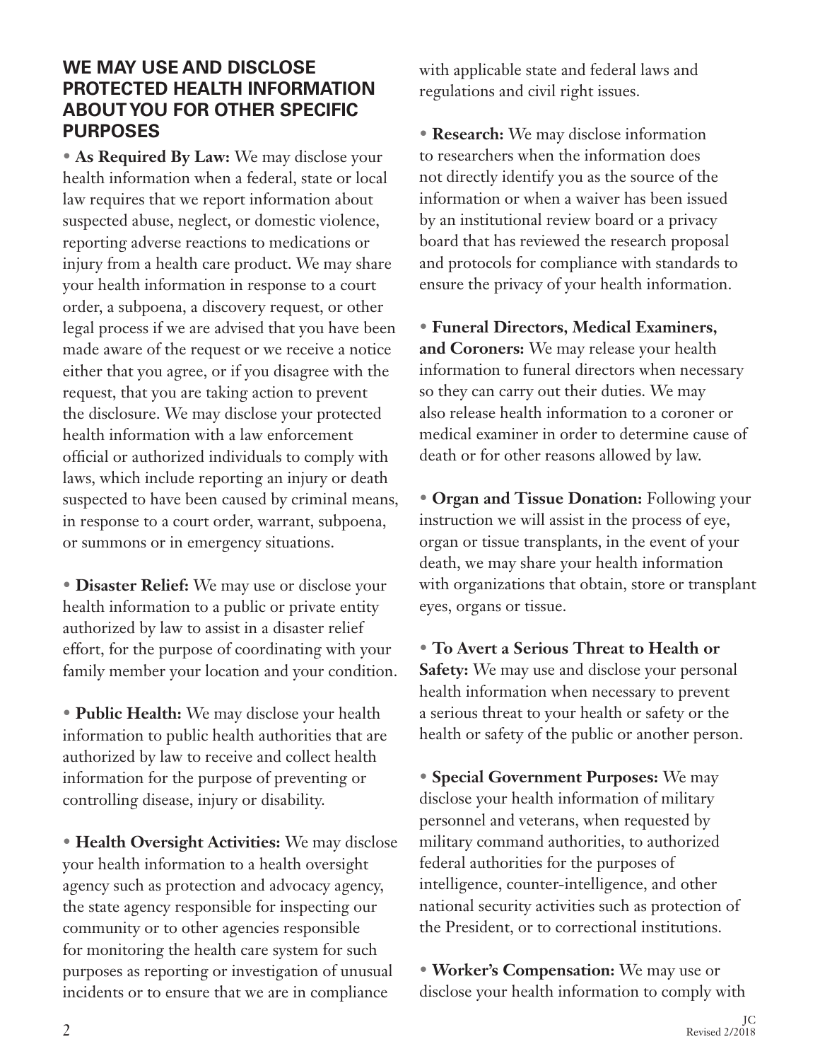## WE MAY USE AND DISCLOSE PROTECTED HEALTH INFORMATION ABOUT YOU FOR OTHER SPECIFIC PURPOSES

- **As Required By Law:** We may disclose your health information when a federal, state or local law requires that we report information about suspected abuse, neglect, or domestic violence, reporting adverse reactions to medications or injury from a health care product. We may share your health information in response to a court order, a subpoena, a discovery request, or other legal process if we are advised that you have been made aware of the request or we receive a notice either that you agree, or if you disagree with the request, that you are taking action to prevent the disclosure. We may disclose your protected health information with a law enforcement official or authorized individuals to comply with laws, which include reporting an injury or death suspected to have been caused by criminal means, in response to a court order, warrant, subpoena, or summons or in emergency situations.

- **Disaster Relief:** We may use or disclose your health information to a public or private entity authorized by law to assist in a disaster relief effort, for the purpose of coordinating with your family member your location and your condition.

- **Public Health:** We may disclose your health information to public health authorities that are authorized by law to receive and collect health information for the purpose of preventing or controlling disease, injury or disability.

- **Health Oversight Activities:** We may disclose your health information to a health oversight agency such as protection and advocacy agency, the state agency responsible for inspecting our community or to other agencies responsible for monitoring the health care system for such purposes as reporting or investigation of unusual incidents or to ensure that we are in compliance with applicable state and federal laws and regulations and civil right issues.

- **Research:** We may disclose information to researchers when the information does not directly identify you as the source of the information or when a waiver has been issued by an institutional review board or a privacy board that has reviewed the research proposal and protocols for compliance with standards to ensure the privacy of your health information.

- **Funeral Directors, Medical Examiners, and Coroners:** We may release your health information to funeral directors when necessary so they can carry out their duties. We may also release health information to a coroner or medical examiner in order to determine cause of death or for other reasons allowed by law.

- **Organ and Tissue Donation:** Following your instruction we will assist in the process of eye, organ or tissue transplants, in the event of your death, we may share your health information with organizations that obtain, store or transplant eyes, organs or tissue.

- **To Avert a Serious Threat to Health or Safety:** We may use and disclose your personal health information when necessary to prevent a serious threat to your health or safety or the health or safety of the public or another person.

- **Special Government Purposes:** We may disclose your health information of military personnel and veterans, when requested by military command authorities, to authorized federal authorities for the purposes of intelligence, counter-intelligence, and other national security activities such as protection of the President, or to correctional institutions.

- **Worker's Compensation:** We may use or disclose your health information to comply with

JC
Revised 2/2018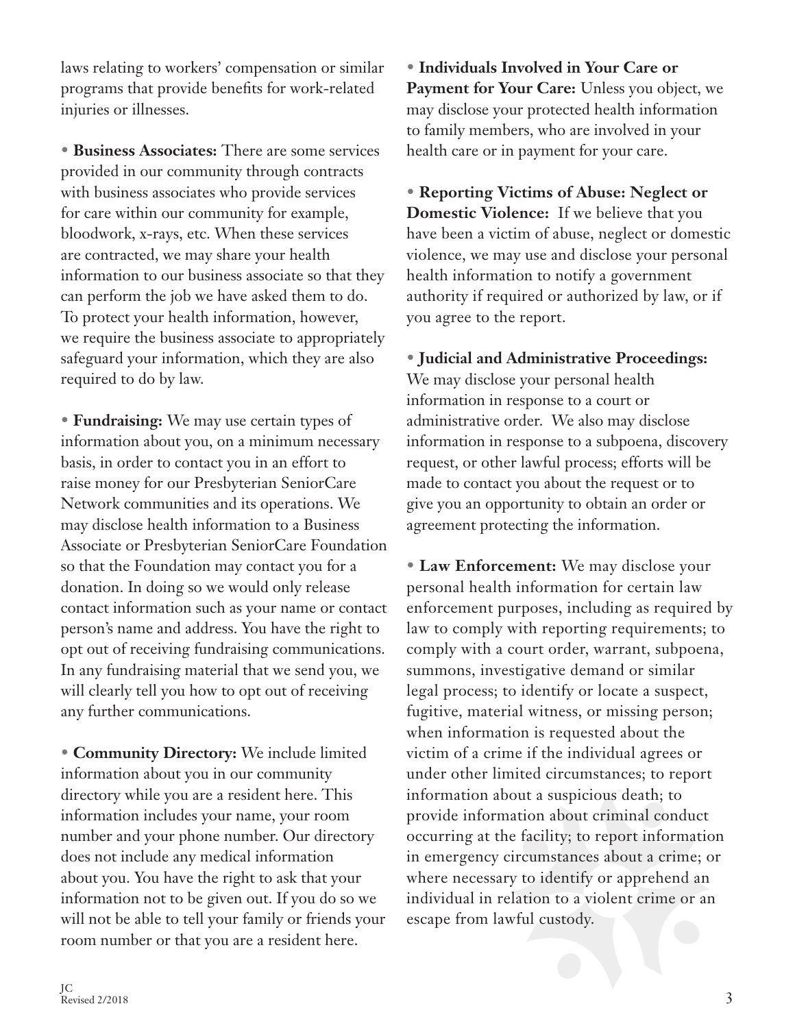laws relating to workers' compensation or similar programs that provide benefits for work-related injuries or illnesses.

• **Business Associates:** There are some services provided in our community through contracts with business associates who provide services for care within our community for example, bloodwork, x-rays, etc. When these services are contracted, we may share your health information to our business associate so that they can perform the job we have asked them to do. To protect your health information, however, we require the business associate to appropriately safeguard your information, which they are also required to do by law.

• **Fundraising:** We may use certain types of information about you, on a minimum necessary basis, in order to contact you in an effort to raise money for our Presbyterian SeniorCare Network communities and its operations. We may disclose health information to a Business Associate or Presbyterian SeniorCare Foundation so that the Foundation may contact you for a donation. In doing so we would only release contact information such as your name or contact person's name and address. You have the right to opt out of receiving fundraising communications. In any fundraising material that we send you, we will clearly tell you how to opt out of receiving any further communications.

• **Community Directory:** We include limited information about you in our community directory while you are a resident here. This information includes your name, your room number and your phone number. Our directory does not include any medical information about you. You have the right to ask that your information not to be given out. If you do so we will not be able to tell your family or friends your room number or that you are a resident here.

• **Individuals Involved in Your Care or Payment for Your Care:** Unless you object, we may disclose your protected health information to family members, who are involved in your health care or in payment for your care.

• **Reporting Victims of Abuse: Neglect or Domestic Violence:** If we believe that you have been a victim of abuse, neglect or domestic violence, we may use and disclose your personal health information to notify a government authority if required or authorized by law, or if you agree to the report.

• **Judicial and Administrative Proceedings:** We may disclose your personal health information in response to a court or administrative order. We also may disclose information in response to a subpoena, discovery request, or other lawful process; efforts will be made to contact you about the request or to give you an opportunity to obtain an order or agreement protecting the information.

• **Law Enforcement:** We may disclose your personal health information for certain law enforcement purposes, including as required by law to comply with reporting requirements; to comply with a court order, warrant, subpoena, summons, investigative demand or similar legal process; to identify or locate a suspect, fugitive, material witness, or missing person; when information is requested about the victim of a crime if the individual agrees or under other limited circumstances; to report information about a suspicious death; to provide information about criminal conduct occurring at the facility; to report information in emergency circumstances about a crime; or where necessary to identify or apprehend an individual in relation to a violent crime or an escape from lawful custody.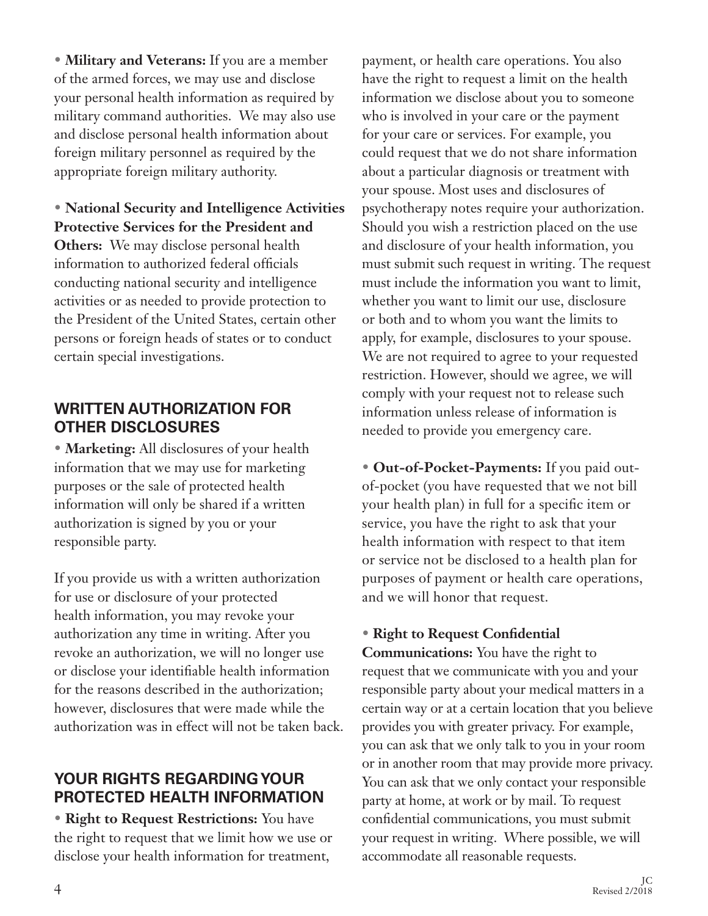• **Military and Veterans:** If you are a member of the armed forces, we may use and disclose your personal health information as required by military command authorities. We may also use and disclose personal health information about foreign military personnel as required by the appropriate foreign military authority.

• **National Security and Intelligence Activities Protective Services for the President and Others:** We may disclose personal health information to authorized federal officials conducting national security and intelligence activities or as needed to provide protection to the President of the United States, certain other persons or foreign heads of states or to conduct certain special investigations.

## WRITTEN AUTHORIZATION FOR OTHER DISCLOSURES

• **Marketing:** All disclosures of your health information that we may use for marketing purposes or the sale of protected health information will only be shared if a written authorization is signed by you or your responsible party.

If you provide us with a written authorization for use or disclosure of your protected health information, you may revoke your authorization any time in writing. After you revoke an authorization, we will no longer use or disclose your identifiable health information for the reasons described in the authorization; however, disclosures that were made while the authorization was in effect will not be taken back.

## YOUR RIGHTS REGARDING YOUR PROTECTED HEALTH INFORMATION

• **Right to Request Restrictions:** You have the right to request that we limit how we use or disclose your health information for treatment, payment, or health care operations. You also have the right to request a limit on the health information we disclose about you to someone who is involved in your care or the payment for your care or services. For example, you could request that we do not share information about a particular diagnosis or treatment with your spouse. Most uses and disclosures of psychotherapy notes require your authorization. Should you wish a restriction placed on the use and disclosure of your health information, you must submit such request in writing. The request must include the information you want to limit, whether you want to limit our use, disclosure or both and to whom you want the limits to apply, for example, disclosures to your spouse. We are not required to agree to your requested restriction. However, should we agree, we will comply with your request not to release such information unless release of information is needed to provide you emergency care.

• **Out-of-Pocket-Payments:** If you paid out-of-pocket (you have requested that we not bill your health plan) in full for a specific item or service, you have the right to ask that your health information with respect to that item or service not be disclosed to a health plan for purposes of payment or health care operations, and we will honor that request.

• **Right to Request Confidential Communications:** You have the right to request that we communicate with you and your responsible party about your medical matters in a certain way or at a certain location that you believe provides you with greater privacy. For example, you can ask that we only talk to you in your room or in another room that may provide more privacy. You can ask that we only contact your responsible party at home, at work or by mail. To request confidential communications, you must submit your request in writing. Where possible, we will accommodate all reasonable requests.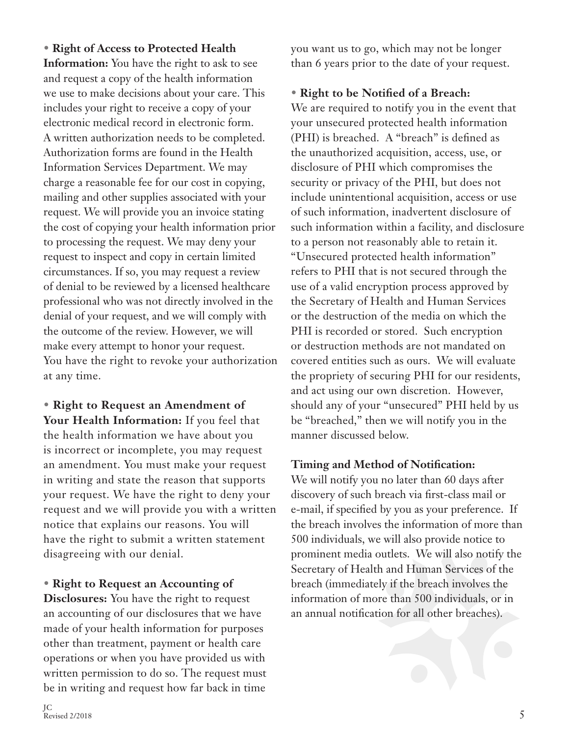- **Right of Access to Protected Health Information:** You have the right to ask to see and request a copy of the health information we use to make decisions about your care. This includes your right to receive a copy of your electronic medical record in electronic form. A written authorization needs to be completed. Authorization forms are found in the Health Information Services Department. We may charge a reasonable fee for our cost in copying, mailing and other supplies associated with your request. We will provide you an invoice stating the cost of copying your health information prior to processing the request. We may deny your request to inspect and copy in certain limited circumstances. If so, you may request a review of denial to be reviewed by a licensed healthcare professional who was not directly involved in the denial of your request, and we will comply with the outcome of the review. However, we will make every attempt to honor your request. You have the right to revoke your authorization at any time.

- **Right to Request an Amendment of Your Health Information:** If you feel that the health information we have about you is incorrect or incomplete, you may request an amendment. You must make your request in writing and state the reason that supports your request. We have the right to deny your request and we will provide you with a written notice that explains our reasons. You will have the right to submit a written statement disagreeing with our denial.

- **Right to Request an Accounting of Disclosures:** You have the right to request an accounting of our disclosures that we have made of your health information for purposes other than treatment, payment or health care operations or when you have provided us with written permission to do so. The request must be in writing and request how far back in time you want us to go, which may not be longer than 6 years prior to the date of your request.

- **Right to be Notified of a Breach:** We are required to notify you in the event that your unsecured protected health information (PHI) is breached. A "breach" is defined as the unauthorized acquisition, access, use, or disclosure of PHI which compromises the security or privacy of the PHI, but does not include unintentional acquisition, access or use of such information, inadvertent disclosure of such information within a facility, and disclosure to a person not reasonably able to retain it. "Unsecured protected health information" refers to PHI that is not secured through the use of a valid encryption process approved by the Secretary of Health and Human Services or the destruction of the media on which the PHI is recorded or stored. Such encryption or destruction methods are not mandated on covered entities such as ours. We will evaluate the propriety of securing PHI for our residents, and act using our own discretion. However, should any of your "unsecured" PHI held by us be "breached," then we will notify you in the manner discussed below.

**Timing and Method of Notification:**
We will notify you no later than 60 days after discovery of such breach via first-class mail or e-mail, if specified by you as your preference. If the breach involves the information of more than 500 individuals, we will also provide notice to prominent media outlets. We will also notify the Secretary of Health and Human Services of the breach (immediately if the breach involves the information of more than 500 individuals, or in an annual notification for all other breaches).

JC
Revised 2/2018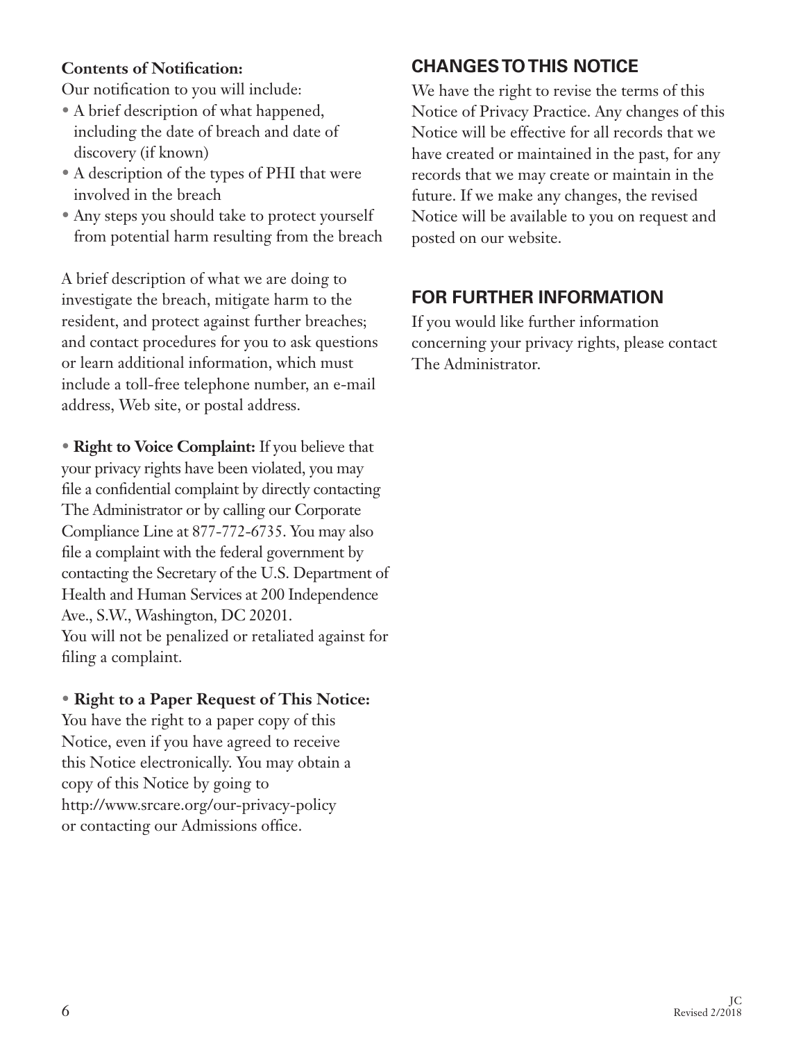**Contents of Notification:**

Our notification to you will include:

- A brief description of what happened, including the date of breach and date of discovery (if known)
- A description of the types of PHI that were involved in the breach
- Any steps you should take to protect yourself from potential harm resulting from the breach

A brief description of what we are doing to investigate the breach, mitigate harm to the resident, and protect against further breaches; and contact procedures for you to ask questions or learn additional information, which must include a toll-free telephone number, an e-mail address, Web site, or postal address.

- **Right to Voice Complaint:** If you believe that your privacy rights have been violated, you may file a confidential complaint by directly contacting The Administrator or by calling our Corporate Compliance Line at 877-772-6735. You may also file a complaint with the federal government by contacting the Secretary of the U.S. Department of Health and Human Services at 200 Independence Ave., S.W., Washington, DC 20201. You will not be penalized or retaliated against for filing a complaint.

- **Right to a Paper Request of This Notice:** You have the right to a paper copy of this Notice, even if you have agreed to receive this Notice electronically. You may obtain a copy of this Notice by going to http://www.srcare.org/our-privacy-policy or contacting our Admissions office.

## CHANGES TO THIS NOTICE

We have the right to revise the terms of this Notice of Privacy Practice. Any changes of this Notice will be effective for all records that we have created or maintained in the past, for any records that we may create or maintain in the future. If we make any changes, the revised Notice will be available to you on request and posted on our website.

## FOR FURTHER INFORMATION

If you would like further information concerning your privacy rights, please contact The Administrator.

JC
Revised 2/2018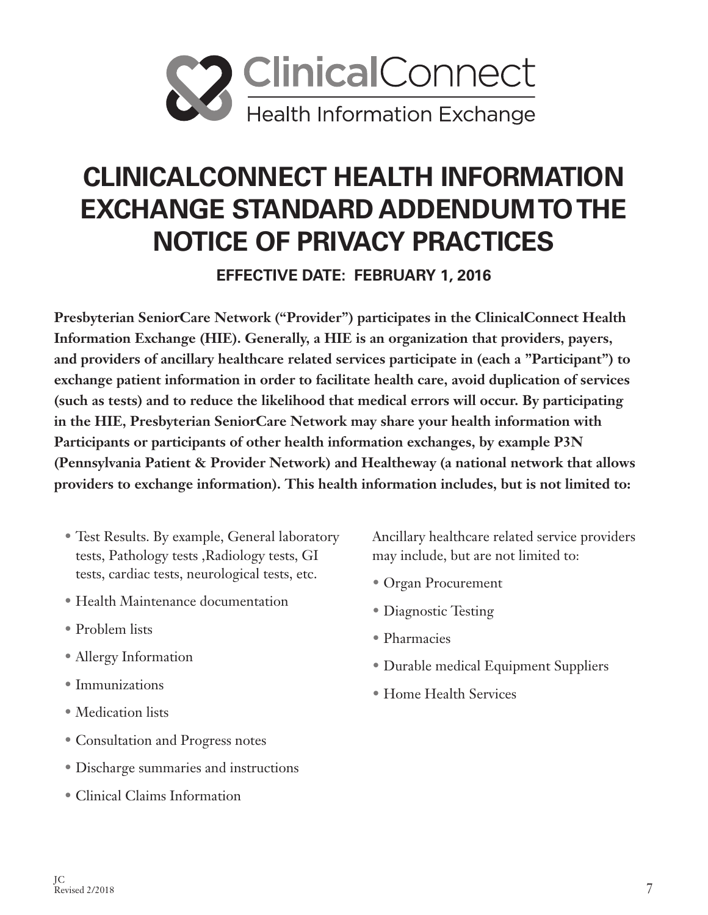ClinicalConnect
Health Information Exchange

# CLINICALCONNECT HEALTH INFORMATION EXCHANGE STANDARD ADDENDUM TO THE NOTICE OF PRIVACY PRACTICES

**EFFECTIVE DATE: FEBRUARY 1, 2016**

**Presbyterian SeniorCare Network ("Provider") participates in the ClinicalConnect Health Information Exchange (HIE). Generally, a HIE is an organization that providers, payers, and providers of ancillary healthcare related services participate in (each a "Participant") to exchange patient information in order to facilitate health care, avoid duplication of services (such as tests) and to reduce the likelihood that medical errors will occur. By participating in the HIE, Presbyterian SeniorCare Network may share your health information with Participants or participants of other health information exchanges, by example P3N (Pennsylvania Patient & Provider Network) and Healtheway (a national network that allows providers to exchange information). This health information includes, but is not limited to:**

- Test Results. By example, General laboratory tests, Pathology tests ,Radiology tests, GI tests, cardiac tests, neurological tests, etc.
- Health Maintenance documentation
- Problem lists
- Allergy Information
- Immunizations
- Medication lists
- Consultation and Progress notes
- Discharge summaries and instructions
- Clinical Claims Information

Ancillary healthcare related service providers may include, but are not limited to:

- Organ Procurement
- Diagnostic Testing
- Pharmacies
- Durable medical Equipment Suppliers
- Home Health Services

JC
Revised 2/2018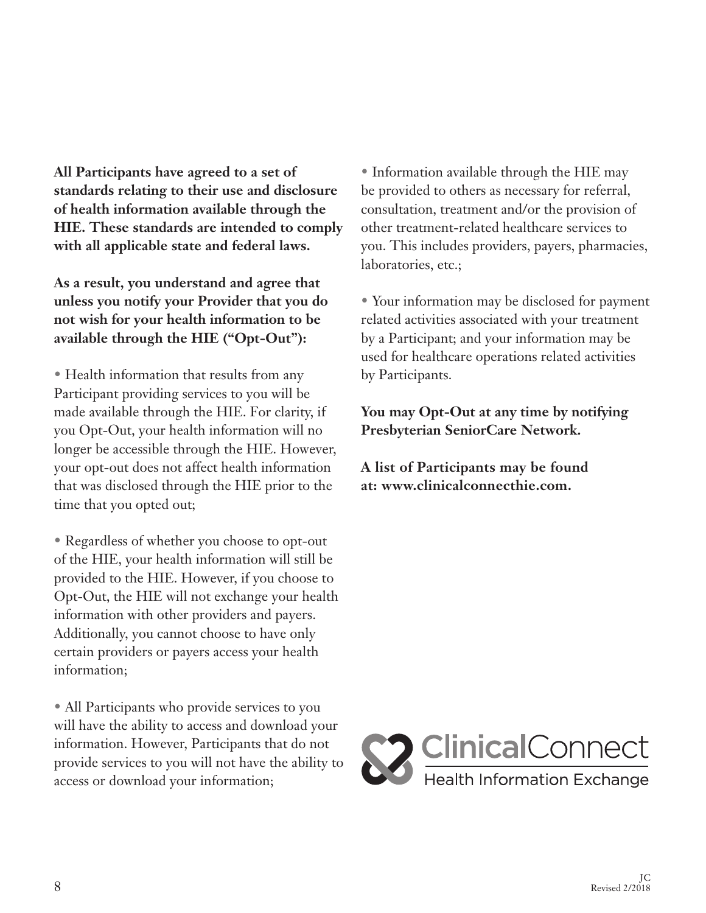**All Participants have agreed to a set of standards relating to their use and disclosure of health information available through the HIE. These standards are intended to comply with all applicable state and federal laws.**

**As a result, you understand and agree that unless you notify your Provider that you do not wish for your health information to be available through the HIE ("Opt-Out"):**

- Health information that results from any Participant providing services to you will be made available through the HIE. For clarity, if you Opt-Out, your health information will no longer be accessible through the HIE. However, your opt-out does not affect health information that was disclosed through the HIE prior to the time that you opted out;

- Regardless of whether you choose to opt-out of the HIE, your health information will still be provided to the HIE. However, if you choose to Opt-Out, the HIE will not exchange your health information with other providers and payers. Additionally, you cannot choose to have only certain providers or payers access your health information;

- All Participants who provide services to you will have the ability to access and download your information. However, Participants that do not provide services to you will not have the ability to access or download your information;

- Information available through the HIE may be provided to others as necessary for referral, consultation, treatment and/or the provision of other treatment-related healthcare services to you. This includes providers, payers, pharmacies, laboratories, etc.;

- Your information may be disclosed for payment related activities associated with your treatment by a Participant; and your information may be used for healthcare operations related activities by Participants.

**You may Opt-Out at any time by notifying Presbyterian SeniorCare Network.**

**A list of Participants may be found at: www.clinicalconnecthie.com.**

ClinicalConnect
Health Information Exchange

JC
Revised 2/2018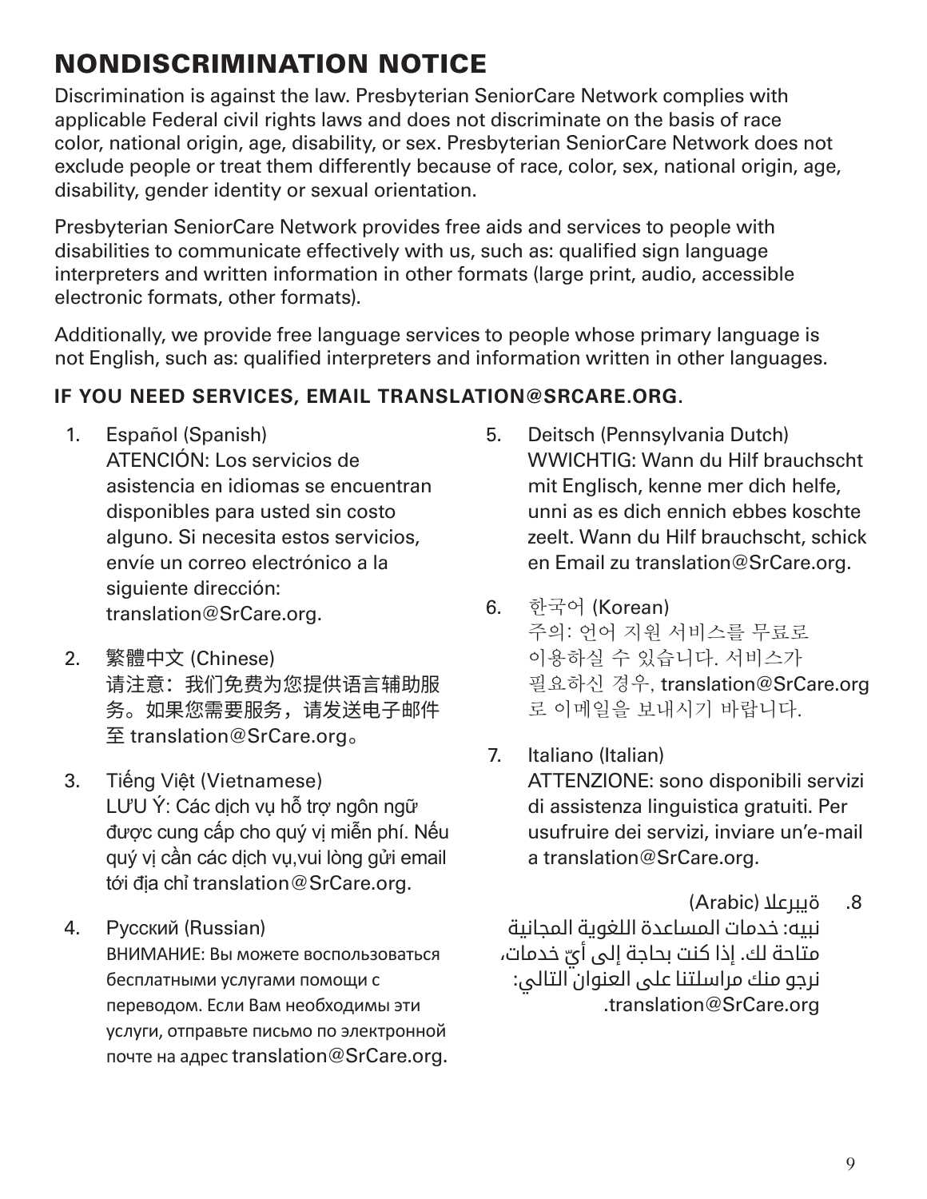# NONDISCRIMINATION NOTICE

Discrimination is against the law. Presbyterian SeniorCare Network complies with applicable Federal civil rights laws and does not discriminate on the basis of race color, national origin, age, disability, or sex. Presbyterian SeniorCare Network does not exclude people or treat them differently because of race, color, sex, national origin, age, disability, gender identity or sexual orientation.

Presbyterian SeniorCare Network provides free aids and services to people with disabilities to communicate effectively with us, such as: qualified sign language interpreters and written information in other formats (large print, audio, accessible electronic formats, other formats).

Additionally, we provide free language services to people whose primary language is not English, such as: qualified interpreters and information written in other languages.

**IF YOU NEED SERVICES, EMAIL TRANSLATION@SRCARE.ORG**.

1. Español (Spanish)
   ATENCIÓN: Los servicios de asistencia en idiomas se encuentran disponibles para usted sin costo alguno. Si necesita estos servicios, envíe un correo electrónico a la siguiente dirección: translation@SrCare.org.

2. 繁體中文 (Chinese)
   请注意：我们免费为您提供语言辅助服务。如果您需要服务，请发送电子邮件至 translation@SrCare.org。

3. Tiếng Việt (Vietnamese)
   LƯU Ý: Các dịch vụ hỗ trợ ngôn ngữ được cung cấp cho quý vị miễn phí. Nếu quý vị cần các dịch vụ,vui lòng gửi email tới địa chỉ translation@SrCare.org.

4. Русский (Russian)
   ВНИМАНИЕ: Вы можете воспользоваться бесплатными услугами помощи с переводом. Если Вам необходимы эти услуги, отправьте письмо по электронной почте на адрес translation@SrCare.org.

5. Deitsch (Pennsylvania Dutch)
   WWICHTIG: Wann du Hilf brauchscht mit Englisch, kenne mer dich helfe, unni as es dich ennich ebbes koschte zeelt. Wann du Hilf brauchscht, schick en Email zu translation@SrCare.org.

6. 한국어 (Korean)
   주의: 언어 지원 서비스를 무료로 이용하실 수 있습니다. 서비스가 필요하신 경우, translation@SrCare.org 로 이메일을 보내시기 바랍니다.

7. Italiano (Italian)
   ATTENZIONE: sono disponibili servizi di assistenza linguistica gratuiti. Per usufruire dei servizi, inviare un'e-mail a translation@SrCare.org.

8. ةيبرعلا (Arabic)
   نبيه: خدمات المساعدة اللغوية المجانية متاحة لك. إذا كنت بحاجة إلى أيّ خدمات، نرجو منك مراسلتنا على العنوان التالي: translation@SrCare.org.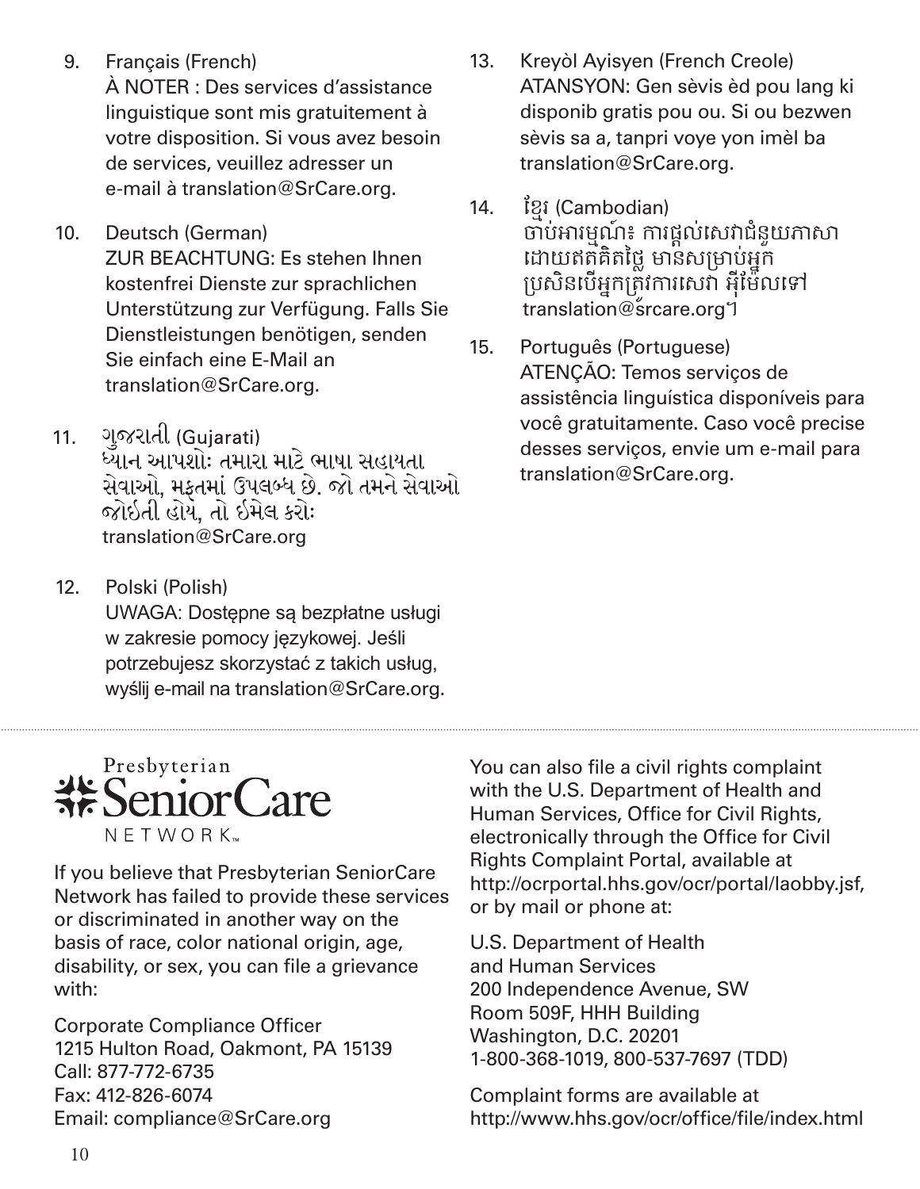9. Français (French)
   À NOTER : Des services d'assistance linguistique sont mis gratuitement à votre disposition. Si vous avez besoin de services, veuillez adresser un e-mail à translation@SrCare.org.

10. Deutsch (German)
    ZUR BEACHTUNG: Es stehen Ihnen kostenfrei Dienste zur sprachlichen Unterstützung zur Verfügung. Falls Sie Dienstleistungen benötigen, senden Sie einfach eine E-Mail an translation@SrCare.org.

11. ગુજરાતી (Gujarati)
    ધ્યાન આપશોઃ તમારા માટે ભાષા સહાયતા સેવાઓ, મફતમાં ઉપલબ્ધ છે. જો તમને સેવાઓ જોઈતી હોય, તો ઈમેલ કરોઃ translation@SrCare.org

12. Polski (Polish)
    UWAGA: Dostępne są bezpłatne usługi w zakresie pomocy językowej. Jeśli potrzebujesz skorzystać z takich usług, wyślij e-mail na translation@SrCare.org.

13. Kreyòl Ayisyen (French Creole)
    ATANSYON: Gen sèvis èd pou lang ki disponib gratis pou ou. Si ou bezwen sèvis sa a, tanpri voye yon imèl ba translation@SrCare.org.

14. ខ្មែរ (Cambodian)
    ចាប់អារម្មណ៍៖ ការផ្តល់សេវាជំនួយភាសា ដោយឥតគិតថ្លៃ មានសម្រាប់អ្នក ប្រសិនបើអ្នកត្រូវការសេវា អ៊ីម៉ែលទៅ translation@srcare.org។

15. Português (Portuguese)
    ATENÇÃO: Temos serviços de assistência linguística disponíveis para você gratuitamente. Caso você precise desses serviços, envie um e-mail para translation@SrCare.org.

---

Presbyterian SeniorCare NETWORK™

If you believe that Presbyterian SeniorCare Network has failed to provide these services or discriminated in another way on the basis of race, color national origin, age, disability, or sex, you can file a grievance with:

Corporate Compliance Officer
1215 Hulton Road, Oakmont, PA 15139
Call: 877-772-6735
Fax: 412-826-6074
Email: compliance@SrCare.org

You can also file a civil rights complaint with the U.S. Department of Health and Human Services, Office for Civil Rights, electronically through the Office for Civil Rights Complaint Portal, available at http://ocrportal.hhs.gov/ocr/portal/laobby.jsf, or by mail or phone at:

U.S. Department of Health and Human Services
200 Independence Avenue, SW
Room 509F, HHH Building
Washington, D.C. 20201
1-800-368-1019, 800-537-7697 (TDD)

Complaint forms are available at http://www.hhs.gov/ocr/office/file/index.html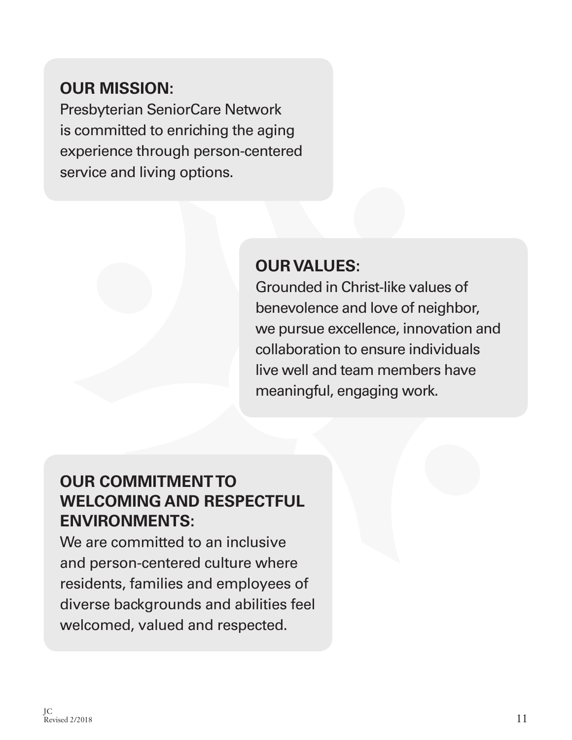**OUR MISSION:**
Presbyterian SeniorCare Network is committed to enriching the aging experience through person-centered service and living options.

**OUR VALUES:**
Grounded in Christ-like values of benevolence and love of neighbor, we pursue excellence, innovation and collaboration to ensure individuals live well and team members have meaningful, engaging work.

**OUR COMMITMENT TO WELCOMING AND RESPECTFUL ENVIRONMENTS:**
We are committed to an inclusive and person-centered culture where residents, families and employees of diverse backgrounds and abilities feel welcomed, valued and respected.

JC
Revised 2/2018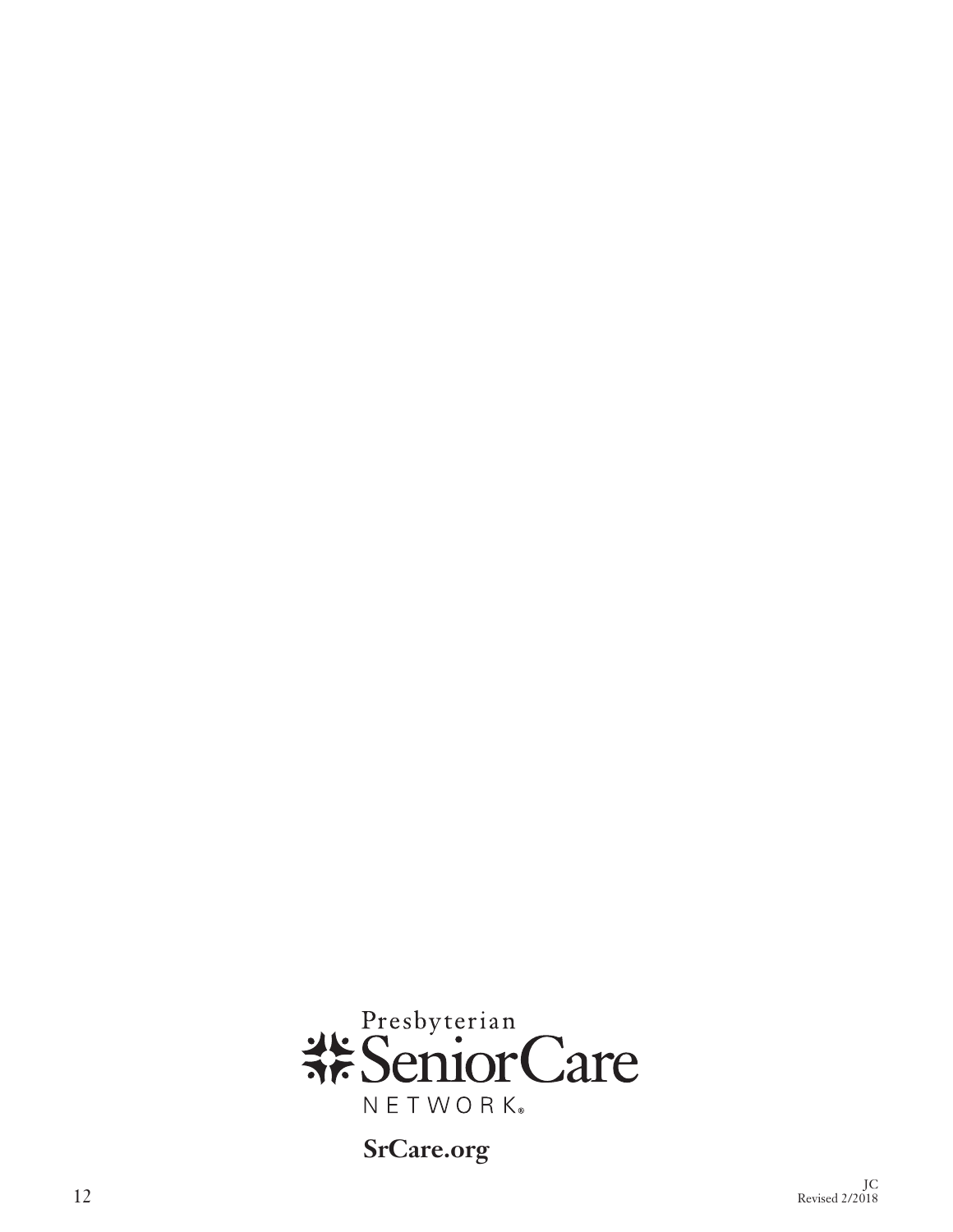Presbyterian SeniorCare NETWORK®

**SrCare.org**

JC
Revised 2/2018